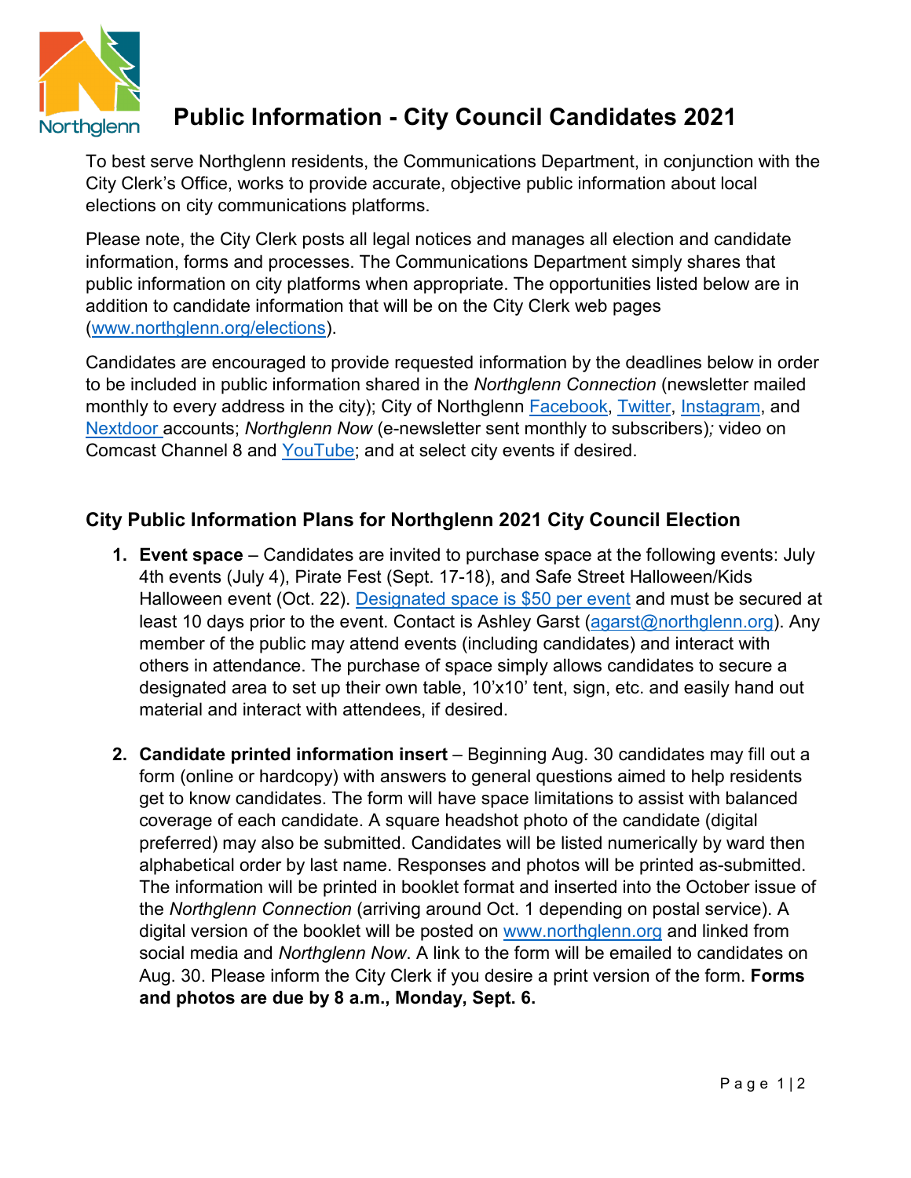# Public Information - City Council Candidates 2021

To best serve Northglenn residents, the Communications Department, in conjunction with the City Clerk's Office, works to provide accurate, objective public information about local elections on city communications platforms.

Please note, the City Clerk posts all legal notices and manages all election and candidate information, forms and processes. The Communications Department simply shares that public information on city platforms when appropriate. The opportunities listed below are in addition to candidate information that will be on the City Clerk web pages (www.northglenn.org/elections).

Candidates are encouraged to provide requested information by the deadlines below in order to be included in public information shared in the *Northglenn Connection* (newsletter mailed monthly to every address in the city); City of Northglenn Facebook, Twitter, Instagram, and Nextdoor accounts; *Northglenn Now* (e-newsletter sent monthly to subscribers); video on Comcast Channel 8 and YouTube; and at select city events if desired.

## City Public Information Plans for Northglenn 2021 City Council Election

1. **Event space** – Candidates are invited to purchase space at the following events: July 4th events (July 4), Pirate Fest (Sept. 17-18), and Safe Street Halloween/Kids Halloween event (Oct. 22). Designated space is $50 per event and must be secured at least 10 days prior to the event. Contact is Ashley Garst (agarst@northglenn.org). Any member of the public may attend events (including candidates) and interact with others in attendance. The purchase of space simply allows candidates to secure a designated area to set up their own table, 10'x10' tent, sign, etc. and easily hand out material and interact with attendees, if desired.

2. **Candidate printed information insert** – Beginning Aug. 30 candidates may fill out a form (online or hardcopy) with answers to general questions aimed to help residents get to know candidates. The form will have space limitations to assist with balanced coverage of each candidate. A square headshot photo of the candidate (digital preferred) may also be submitted. Candidates will be listed numerically by ward then alphabetical order by last name. Responses and photos will be printed as-submitted. The information will be printed in booklet format and inserted into the October issue of the *Northglenn Connection* (arriving around Oct. 1 depending on postal service). A digital version of the booklet will be posted on www.northglenn.org and linked from social media and *Northglenn Now*. A link to the form will be emailed to candidates on Aug. 30. Please inform the City Clerk if you desire a print version of the form. **Forms and photos are due by 8 a.m., Monday, Sept. 6.**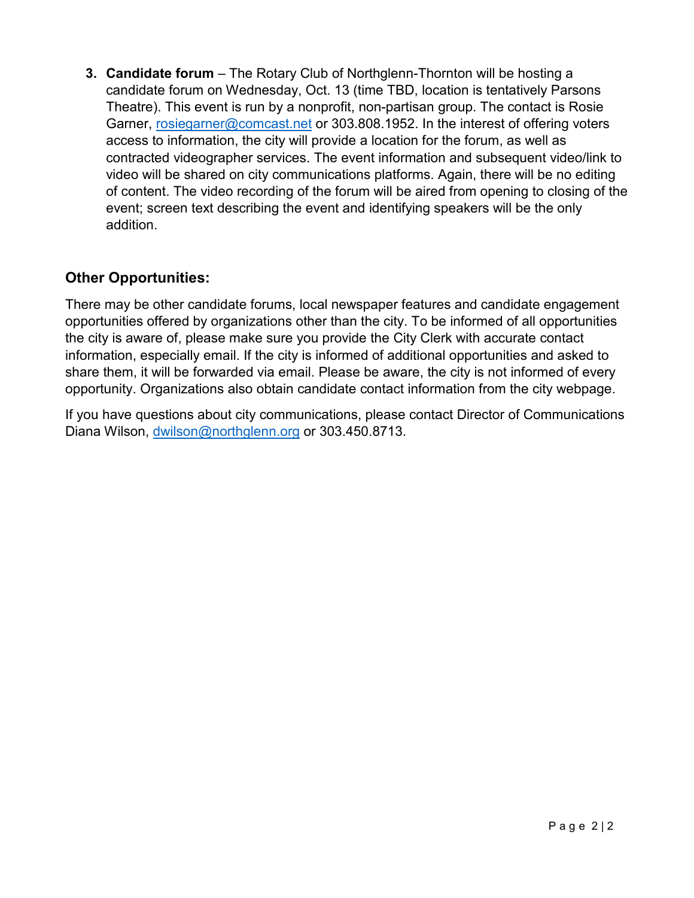3. **Candidate forum** – The Rotary Club of Northglenn-Thornton will be hosting a candidate forum on Wednesday, Oct. 13 (time TBD, location is tentatively Parsons Theatre). This event is run by a nonprofit, non-partisan group. The contact is Rosie Garner, rosiegarner@comcast.net or 303.808.1952. In the interest of offering voters access to information, the city will provide a location for the forum, as well as contracted videographer services. The event information and subsequent video/link to video will be shared on city communications platforms. Again, there will be no editing of content. The video recording of the forum will be aired from opening to closing of the event; screen text describing the event and identifying speakers will be the only addition.

### Other Opportunities:

There may be other candidate forums, local newspaper features and candidate engagement opportunities offered by organizations other than the city. To be informed of all opportunities the city is aware of, please make sure you provide the City Clerk with accurate contact information, especially email. If the city is informed of additional opportunities and asked to share them, it will be forwarded via email. Please be aware, the city is not informed of every opportunity. Organizations also obtain candidate contact information from the city webpage.

If you have questions about city communications, please contact Director of Communications Diana Wilson, dwilson@northglenn.org or 303.450.8713.